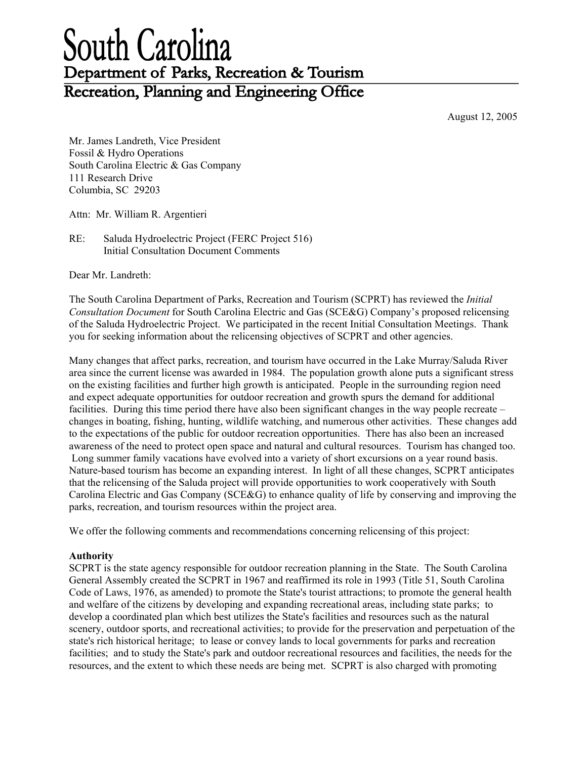# South Carolina

## Department of Parks, Recreation & Tourism

## Recreation, Planning and Engineering Office

August 12, 2005

Mr. James Landreth, Vice President
Fossil & Hydro Operations
South Carolina Electric & Gas Company
111 Research Drive
Columbia, SC 29203

Attn: Mr. William R. Argentieri

RE: Saluda Hydroelectric Project (FERC Project 516)
Initial Consultation Document Comments

Dear Mr. Landreth:

The South Carolina Department of Parks, Recreation and Tourism (SCPRT) has reviewed the *Initial Consultation Document* for South Carolina Electric and Gas (SCE&G) Company's proposed relicensing of the Saluda Hydroelectric Project. We participated in the recent Initial Consultation Meetings. Thank you for seeking information about the relicensing objectives of SCPRT and other agencies.

Many changes that affect parks, recreation, and tourism have occurred in the Lake Murray/Saluda River area since the current license was awarded in 1984. The population growth alone puts a significant stress on the existing facilities and further high growth is anticipated. People in the surrounding region need and expect adequate opportunities for outdoor recreation and growth spurs the demand for additional facilities. During this time period there have also been significant changes in the way people recreate – changes in boating, fishing, hunting, wildlife watching, and numerous other activities. These changes add to the expectations of the public for outdoor recreation opportunities. There has also been an increased awareness of the need to protect open space and natural and cultural resources. Tourism has changed too. Long summer family vacations have evolved into a variety of short excursions on a year round basis. Nature-based tourism has become an expanding interest. In light of all these changes, SCPRT anticipates that the relicensing of the Saluda project will provide opportunities to work cooperatively with South Carolina Electric and Gas Company (SCE&G) to enhance quality of life by conserving and improving the parks, recreation, and tourism resources within the project area.

We offer the following comments and recommendations concerning relicensing of this project:

**Authority**

SCPRT is the state agency responsible for outdoor recreation planning in the State. The South Carolina General Assembly created the SCPRT in 1967 and reaffirmed its role in 1993 (Title 51, South Carolina Code of Laws, 1976, as amended) to promote the State's tourist attractions; to promote the general health and welfare of the citizens by developing and expanding recreational areas, including state parks; to develop a coordinated plan which best utilizes the State's facilities and resources such as the natural scenery, outdoor sports, and recreational activities; to provide for the preservation and perpetuation of the state's rich historical heritage; to lease or convey lands to local governments for parks and recreation facilities; and to study the State's park and outdoor recreational resources and facilities, the needs for the resources, and the extent to which these needs are being met. SCPRT is also charged with promoting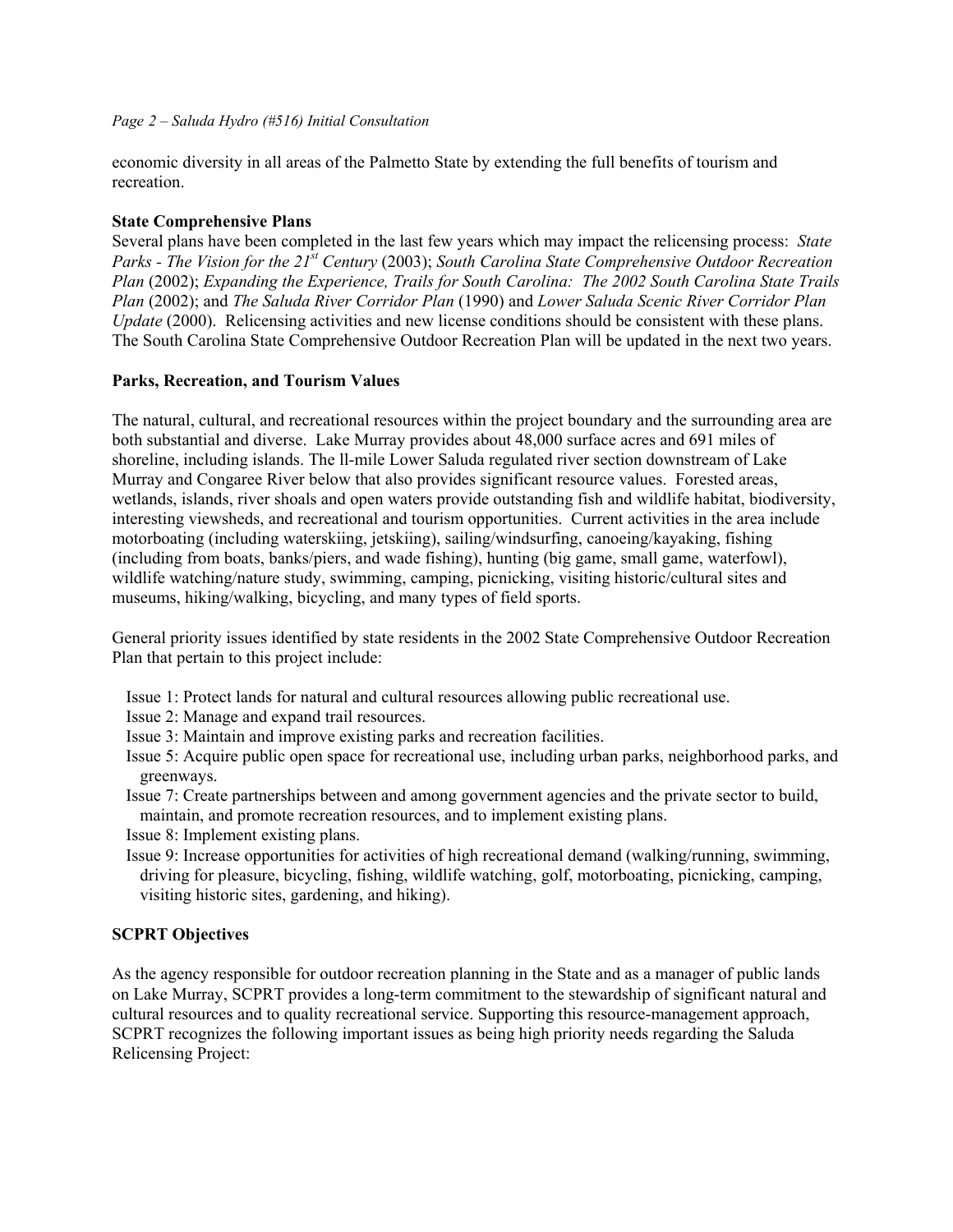economic diversity in all areas of the Palmetto State by extending the full benefits of tourism and recreation.

**State Comprehensive Plans**

Several plans have been completed in the last few years which may impact the relicensing process: *State Parks - The Vision for the 21st Century* (2003); *South Carolina State Comprehensive Outdoor Recreation Plan* (2002); *Expanding the Experience, Trails for South Carolina: The 2002 South Carolina State Trails Plan* (2002); and *The Saluda River Corridor Plan* (1990) and *Lower Saluda Scenic River Corridor Plan Update* (2000). Relicensing activities and new license conditions should be consistent with these plans. The South Carolina State Comprehensive Outdoor Recreation Plan will be updated in the next two years.

**Parks, Recreation, and Tourism Values**

The natural, cultural, and recreational resources within the project boundary and the surrounding area are both substantial and diverse. Lake Murray provides about 48,000 surface acres and 691 miles of shoreline, including islands. The ll-mile Lower Saluda regulated river section downstream of Lake Murray and Congaree River below that also provides significant resource values. Forested areas, wetlands, islands, river shoals and open waters provide outstanding fish and wildlife habitat, biodiversity, interesting viewsheds, and recreational and tourism opportunities. Current activities in the area include motorboating (including waterskiing, jetskiing), sailing/windsurfing, canoeing/kayaking, fishing (including from boats, banks/piers, and wade fishing), hunting (big game, small game, waterfowl), wildlife watching/nature study, swimming, camping, picnicking, visiting historic/cultural sites and museums, hiking/walking, bicycling, and many types of field sports.

General priority issues identified by state residents in the 2002 State Comprehensive Outdoor Recreation Plan that pertain to this project include:

- Issue 1: Protect lands for natural and cultural resources allowing public recreational use.
- Issue 2: Manage and expand trail resources.
- Issue 3: Maintain and improve existing parks and recreation facilities.
- Issue 5: Acquire public open space for recreational use, including urban parks, neighborhood parks, and greenways.
- Issue 7: Create partnerships between and among government agencies and the private sector to build, maintain, and promote recreation resources, and to implement existing plans.
- Issue 8: Implement existing plans.
- Issue 9: Increase opportunities for activities of high recreational demand (walking/running, swimming, driving for pleasure, bicycling, fishing, wildlife watching, golf, motorboating, picnicking, camping, visiting historic sites, gardening, and hiking).

**SCPRT Objectives**

As the agency responsible for outdoor recreation planning in the State and as a manager of public lands on Lake Murray, SCPRT provides a long-term commitment to the stewardship of significant natural and cultural resources and to quality recreational service. Supporting this resource-management approach, SCPRT recognizes the following important issues as being high priority needs regarding the Saluda Relicensing Project: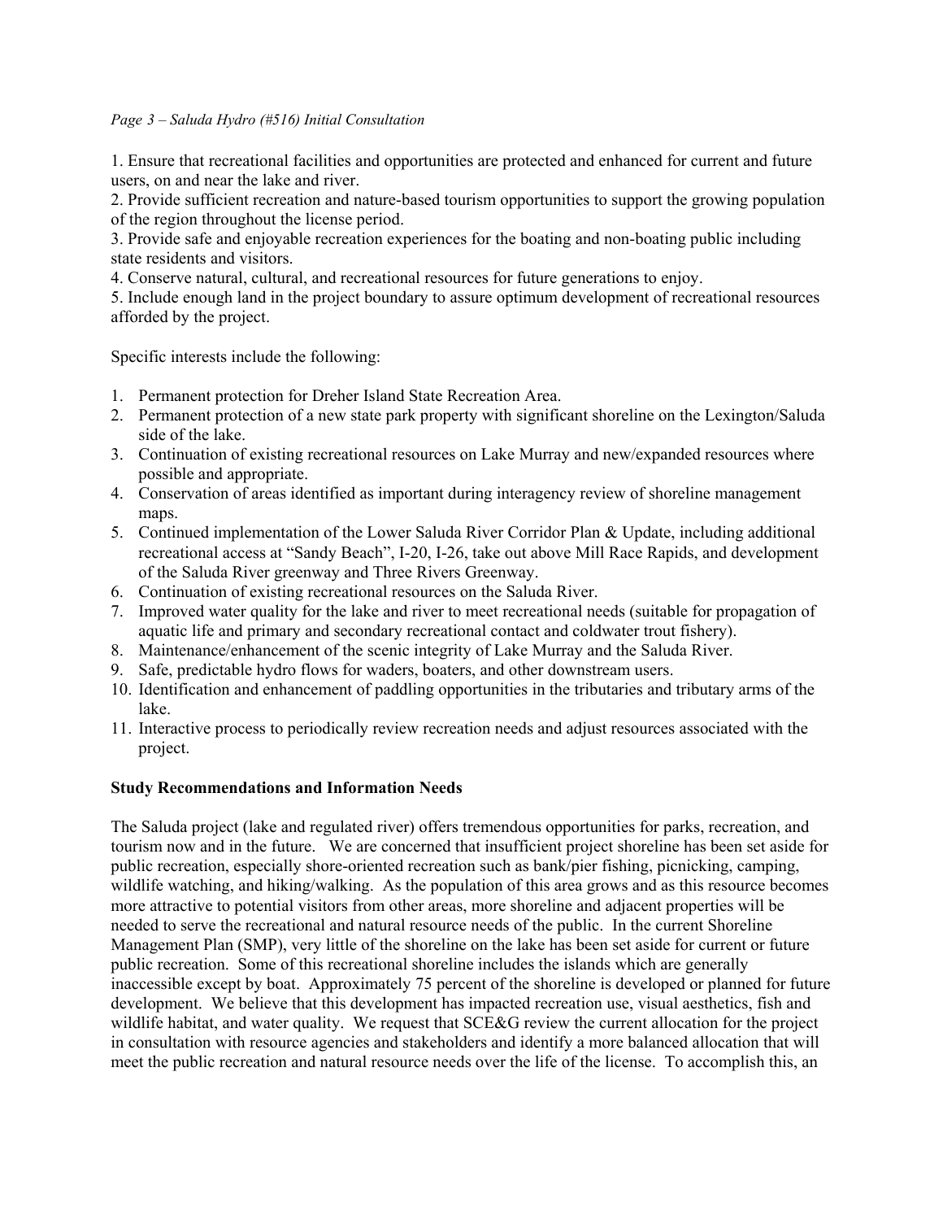1. Ensure that recreational facilities and opportunities are protected and enhanced for current and future users, on and near the lake and river.
2. Provide sufficient recreation and nature-based tourism opportunities to support the growing population of the region throughout the license period.
3. Provide safe and enjoyable recreation experiences for the boating and non-boating public including state residents and visitors.
4. Conserve natural, cultural, and recreational resources for future generations to enjoy.
5. Include enough land in the project boundary to assure optimum development of recreational resources afforded by the project.

Specific interests include the following:

1. Permanent protection for Dreher Island State Recreation Area.
2. Permanent protection of a new state park property with significant shoreline on the Lexington/Saluda side of the lake.
3. Continuation of existing recreational resources on Lake Murray and new/expanded resources where possible and appropriate.
4. Conservation of areas identified as important during interagency review of shoreline management maps.
5. Continued implementation of the Lower Saluda River Corridor Plan & Update, including additional recreational access at "Sandy Beach", I-20, I-26, take out above Mill Race Rapids, and development of the Saluda River greenway and Three Rivers Greenway.
6. Continuation of existing recreational resources on the Saluda River.
7. Improved water quality for the lake and river to meet recreational needs (suitable for propagation of aquatic life and primary and secondary recreational contact and coldwater trout fishery).
8. Maintenance/enhancement of the scenic integrity of Lake Murray and the Saluda River.
9. Safe, predictable hydro flows for waders, boaters, and other downstream users.
10. Identification and enhancement of paddling opportunities in the tributaries and tributary arms of the lake.
11. Interactive process to periodically review recreation needs and adjust resources associated with the project.

**Study Recommendations and Information Needs**

The Saluda project (lake and regulated river) offers tremendous opportunities for parks, recreation, and tourism now and in the future. We are concerned that insufficient project shoreline has been set aside for public recreation, especially shore-oriented recreation such as bank/pier fishing, picnicking, camping, wildlife watching, and hiking/walking. As the population of this area grows and as this resource becomes more attractive to potential visitors from other areas, more shoreline and adjacent properties will be needed to serve the recreational and natural resource needs of the public. In the current Shoreline Management Plan (SMP), very little of the shoreline on the lake has been set aside for current or future public recreation. Some of this recreational shoreline includes the islands which are generally inaccessible except by boat. Approximately 75 percent of the shoreline is developed or planned for future development. We believe that this development has impacted recreation use, visual aesthetics, fish and wildlife habitat, and water quality. We request that SCE&G review the current allocation for the project in consultation with resource agencies and stakeholders and identify a more balanced allocation that will meet the public recreation and natural resource needs over the life of the license. To accomplish this, an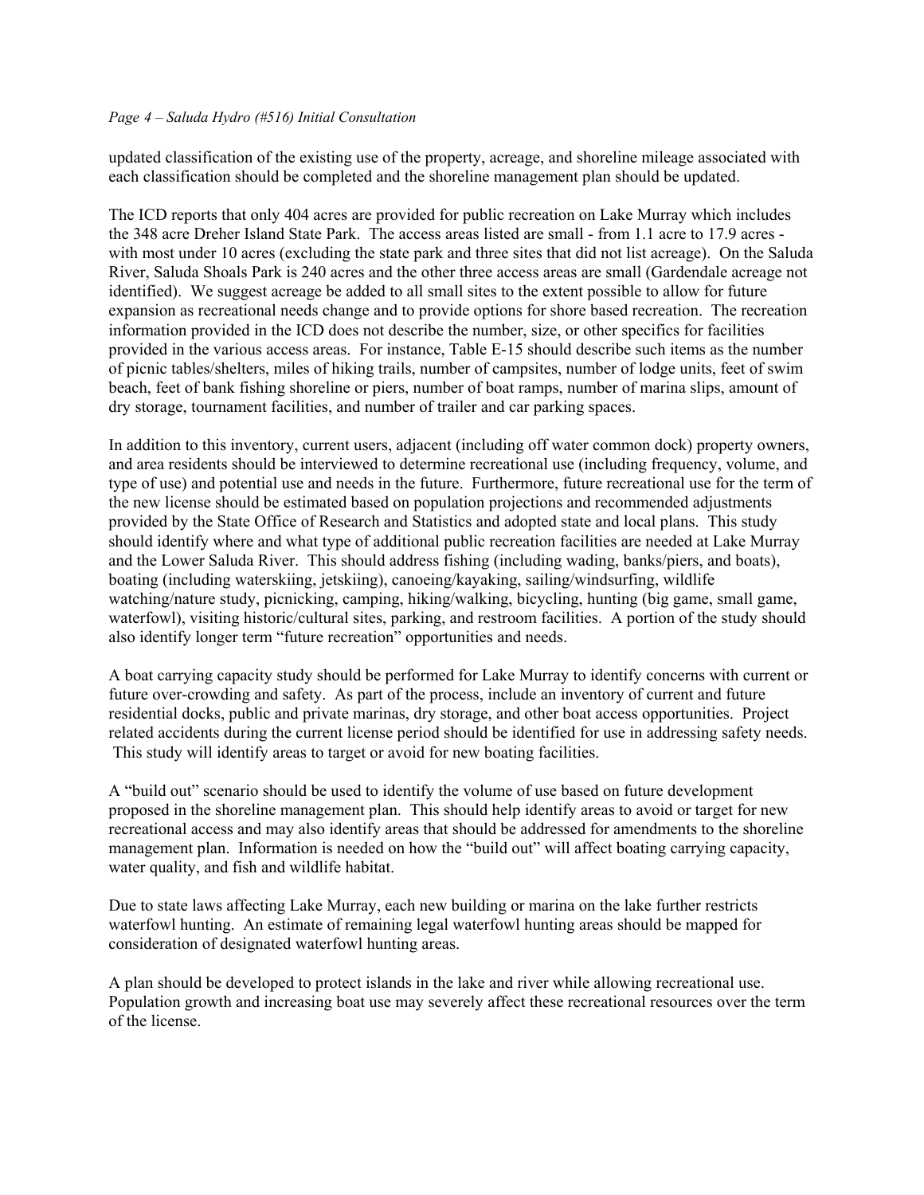updated classification of the existing use of the property, acreage, and shoreline mileage associated with each classification should be completed and the shoreline management plan should be updated.

The ICD reports that only 404 acres are provided for public recreation on Lake Murray which includes the 348 acre Dreher Island State Park. The access areas listed are small - from 1.1 acre to 17.9 acres - with most under 10 acres (excluding the state park and three sites that did not list acreage). On the Saluda River, Saluda Shoals Park is 240 acres and the other three access areas are small (Gardendale acreage not identified). We suggest acreage be added to all small sites to the extent possible to allow for future expansion as recreational needs change and to provide options for shore based recreation. The recreation information provided in the ICD does not describe the number, size, or other specifics for facilities provided in the various access areas. For instance, Table E-15 should describe such items as the number of picnic tables/shelters, miles of hiking trails, number of campsites, number of lodge units, feet of swim beach, feet of bank fishing shoreline or piers, number of boat ramps, number of marina slips, amount of dry storage, tournament facilities, and number of trailer and car parking spaces.

In addition to this inventory, current users, adjacent (including off water common dock) property owners, and area residents should be interviewed to determine recreational use (including frequency, volume, and type of use) and potential use and needs in the future. Furthermore, future recreational use for the term of the new license should be estimated based on population projections and recommended adjustments provided by the State Office of Research and Statistics and adopted state and local plans. This study should identify where and what type of additional public recreation facilities are needed at Lake Murray and the Lower Saluda River. This should address fishing (including wading, banks/piers, and boats), boating (including waterskiing, jetskiing), canoeing/kayaking, sailing/windsurfing, wildlife watching/nature study, picnicking, camping, hiking/walking, bicycling, hunting (big game, small game, waterfowl), visiting historic/cultural sites, parking, and restroom facilities. A portion of the study should also identify longer term "future recreation" opportunities and needs.

A boat carrying capacity study should be performed for Lake Murray to identify concerns with current or future over-crowding and safety. As part of the process, include an inventory of current and future residential docks, public and private marinas, dry storage, and other boat access opportunities. Project related accidents during the current license period should be identified for use in addressing safety needs. This study will identify areas to target or avoid for new boating facilities.

A "build out" scenario should be used to identify the volume of use based on future development proposed in the shoreline management plan. This should help identify areas to avoid or target for new recreational access and may also identify areas that should be addressed for amendments to the shoreline management plan. Information is needed on how the "build out" will affect boating carrying capacity, water quality, and fish and wildlife habitat.

Due to state laws affecting Lake Murray, each new building or marina on the lake further restricts waterfowl hunting. An estimate of remaining legal waterfowl hunting areas should be mapped for consideration of designated waterfowl hunting areas.

A plan should be developed to protect islands in the lake and river while allowing recreational use. Population growth and increasing boat use may severely affect these recreational resources over the term of the license.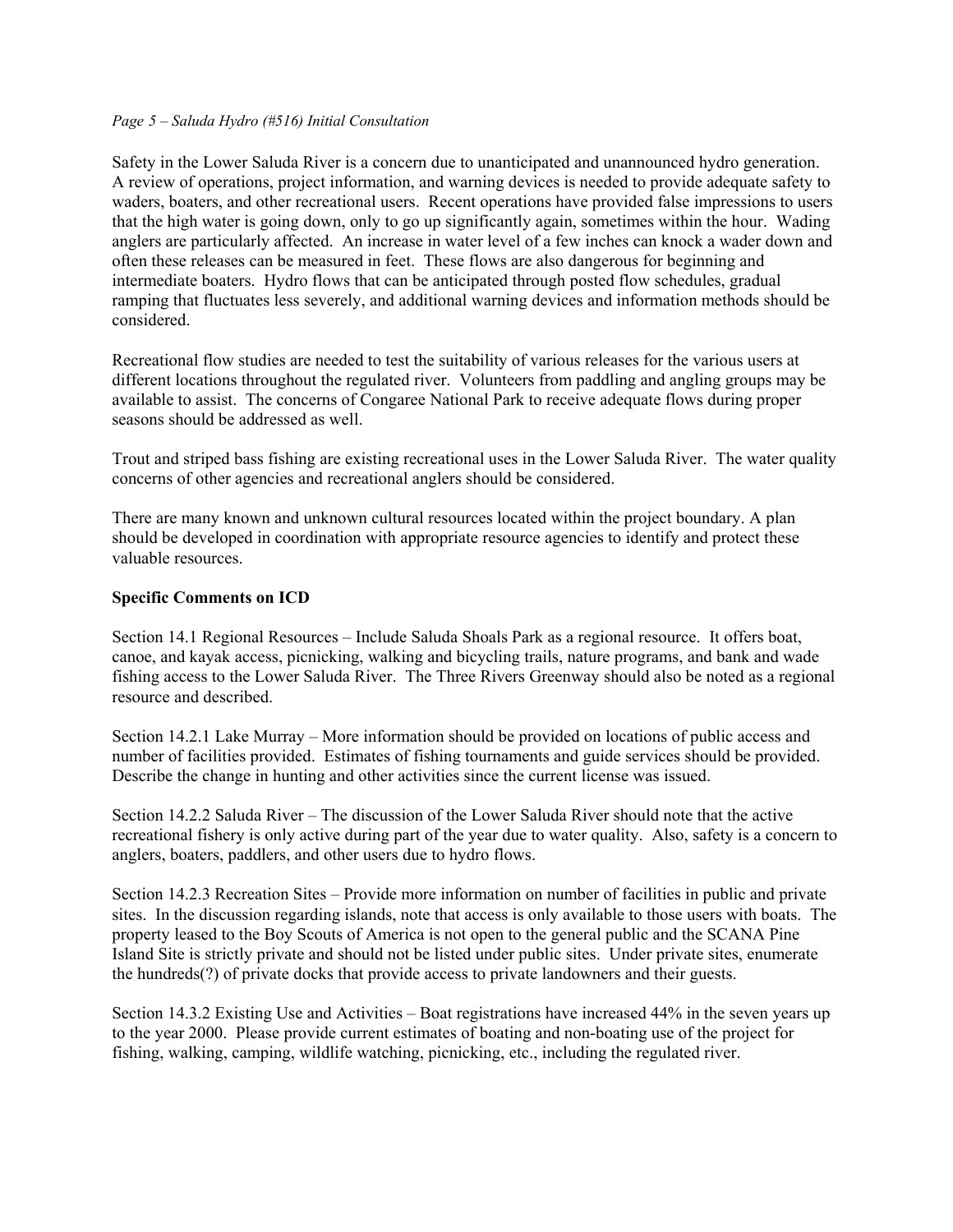Safety in the Lower Saluda River is a concern due to unanticipated and unannounced hydro generation. A review of operations, project information, and warning devices is needed to provide adequate safety to waders, boaters, and other recreational users. Recent operations have provided false impressions to users that the high water is going down, only to go up significantly again, sometimes within the hour. Wading anglers are particularly affected. An increase in water level of a few inches can knock a wader down and often these releases can be measured in feet. These flows are also dangerous for beginning and intermediate boaters. Hydro flows that can be anticipated through posted flow schedules, gradual ramping that fluctuates less severely, and additional warning devices and information methods should be considered.

Recreational flow studies are needed to test the suitability of various releases for the various users at different locations throughout the regulated river. Volunteers from paddling and angling groups may be available to assist. The concerns of Congaree National Park to receive adequate flows during proper seasons should be addressed as well.

Trout and striped bass fishing are existing recreational uses in the Lower Saluda River. The water quality concerns of other agencies and recreational anglers should be considered.

There are many known and unknown cultural resources located within the project boundary. A plan should be developed in coordination with appropriate resource agencies to identify and protect these valuable resources.

**Specific Comments on ICD**

Section 14.1 Regional Resources – Include Saluda Shoals Park as a regional resource. It offers boat, canoe, and kayak access, picnicking, walking and bicycling trails, nature programs, and bank and wade fishing access to the Lower Saluda River. The Three Rivers Greenway should also be noted as a regional resource and described.

Section 14.2.1 Lake Murray – More information should be provided on locations of public access and number of facilities provided. Estimates of fishing tournaments and guide services should be provided. Describe the change in hunting and other activities since the current license was issued.

Section 14.2.2 Saluda River – The discussion of the Lower Saluda River should note that the active recreational fishery is only active during part of the year due to water quality. Also, safety is a concern to anglers, boaters, paddlers, and other users due to hydro flows.

Section 14.2.3 Recreation Sites – Provide more information on number of facilities in public and private sites. In the discussion regarding islands, note that access is only available to those users with boats. The property leased to the Boy Scouts of America is not open to the general public and the SCANA Pine Island Site is strictly private and should not be listed under public sites. Under private sites, enumerate the hundreds(?) of private docks that provide access to private landowners and their guests.

Section 14.3.2 Existing Use and Activities – Boat registrations have increased 44% in the seven years up to the year 2000. Please provide current estimates of boating and non-boating use of the project for fishing, walking, camping, wildlife watching, picnicking, etc., including the regulated river.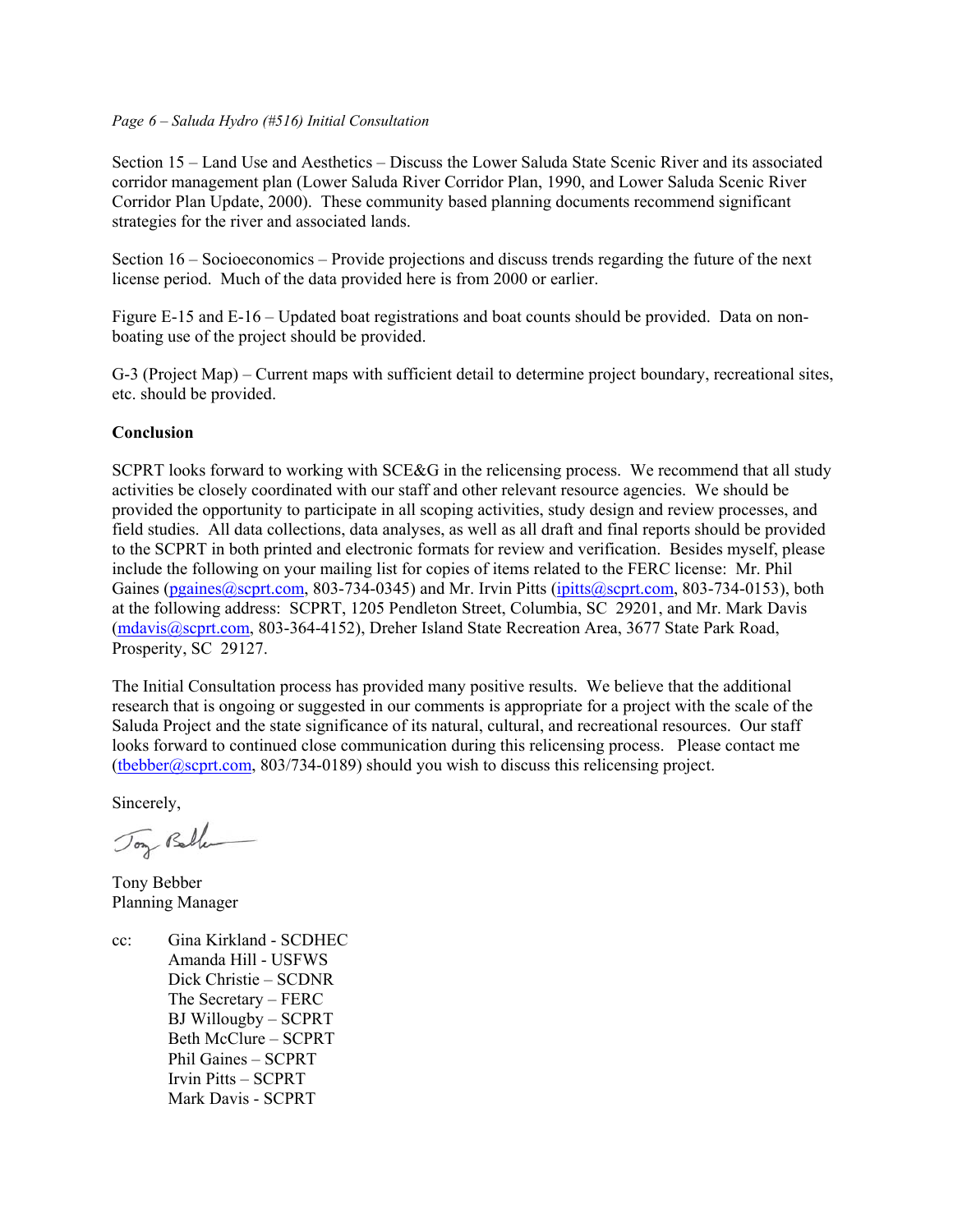Section 15 – Land Use and Aesthetics – Discuss the Lower Saluda State Scenic River and its associated corridor management plan (Lower Saluda River Corridor Plan, 1990, and Lower Saluda Scenic River Corridor Plan Update, 2000). These community based planning documents recommend significant strategies for the river and associated lands.

Section 16 – Socioeconomics – Provide projections and discuss trends regarding the future of the next license period. Much of the data provided here is from 2000 or earlier.

Figure E-15 and E-16 – Updated boat registrations and boat counts should be provided. Data on non-boating use of the project should be provided.

G-3 (Project Map) – Current maps with sufficient detail to determine project boundary, recreational sites, etc. should be provided.

**Conclusion**

SCPRT looks forward to working with SCE&G in the relicensing process. We recommend that all study activities be closely coordinated with our staff and other relevant resource agencies. We should be provided the opportunity to participate in all scoping activities, study design and review processes, and field studies. All data collections, data analyses, as well as all draft and final reports should be provided to the SCPRT in both printed and electronic formats for review and verification. Besides myself, please include the following on your mailing list for copies of items related to the FERC license: Mr. Phil Gaines (pgaines@scprt.com, 803-734-0345) and Mr. Irvin Pitts (ipitts@scprt.com, 803-734-0153), both at the following address: SCPRT, 1205 Pendleton Street, Columbia, SC 29201, and Mr. Mark Davis (mdavis@scprt.com, 803-364-4152), Dreher Island State Recreation Area, 3677 State Park Road, Prosperity, SC 29127.

The Initial Consultation process has provided many positive results. We believe that the additional research that is ongoing or suggested in our comments is appropriate for a project with the scale of the Saluda Project and the state significance of its natural, cultural, and recreational resources. Our staff looks forward to continued close communication during this relicensing process. Please contact me (tbebber@scprt.com, 803/734-0189) should you wish to discuss this relicensing project.

Sincerely,

Tony Bebber
Planning Manager

cc:
Gina Kirkland - SCDHEC
Amanda Hill - USFWS
Dick Christie – SCDNR
The Secretary – FERC
BJ Willougby – SCPRT
Beth McClure – SCPRT
Phil Gaines – SCPRT
Irvin Pitts – SCPRT
Mark Davis - SCPRT